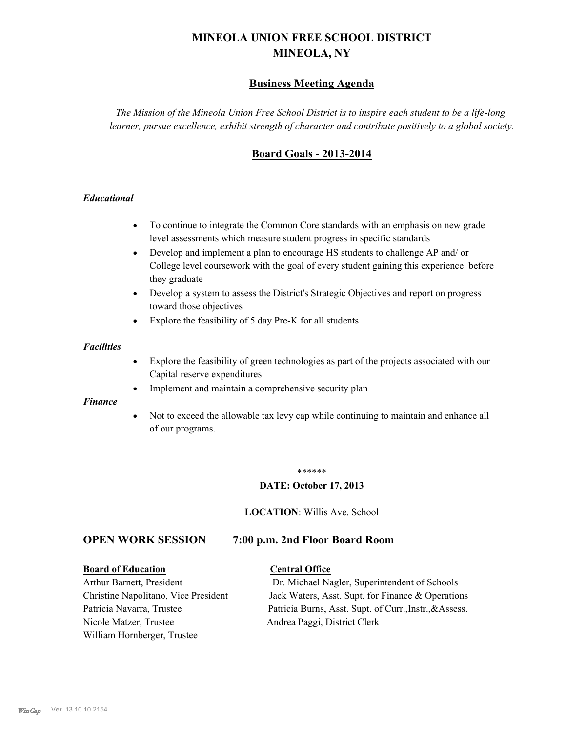# MINEOLA UNION FREE SCHOOL DISTRICT
# MINEOLA, NY

## Business Meeting Agenda

*The Mission of the Mineola Union Free School District is to inspire each student to be a life-long learner, pursue excellence, exhibit strength of character and contribute positively to a global society.*

## Board Goals - 2013-2014

### *Educational*

- To continue to integrate the Common Core standards with an emphasis on new grade level assessments which measure student progress in specific standards
- Develop and implement a plan to encourage HS students to challenge AP and/ or College level coursework with the goal of every student gaining this experience before they graduate
- Develop a system to assess the District's Strategic Objectives and report on progress toward those objectives
- Explore the feasibility of 5 day Pre-K for all students

### *Facilities*

- Explore the feasibility of green technologies as part of the projects associated with our Capital reserve expenditures
- Implement and maintain a comprehensive security plan

### *Finance*

- Not to exceed the allowable tax levy cap while continuing to maintain and enhance all of our programs.

******

**DATE: October 17, 2013**

**LOCATION**: Willis Ave. School

## OPEN WORK SESSION 7:00 p.m. 2nd Floor Board Room

**Board of Education**

Arthur Barnett, President
Christine Napolitano, Vice President
Patricia Navarra, Trustee
Nicole Matzer, Trustee
William Hornberger, Trustee

**Central Office**

Dr. Michael Nagler, Superintendent of Schools
Jack Waters, Asst. Supt. for Finance & Operations
Patricia Burns, Asst. Supt. of Curr.,Instr.,&Assess.
Andrea Paggi, District Clerk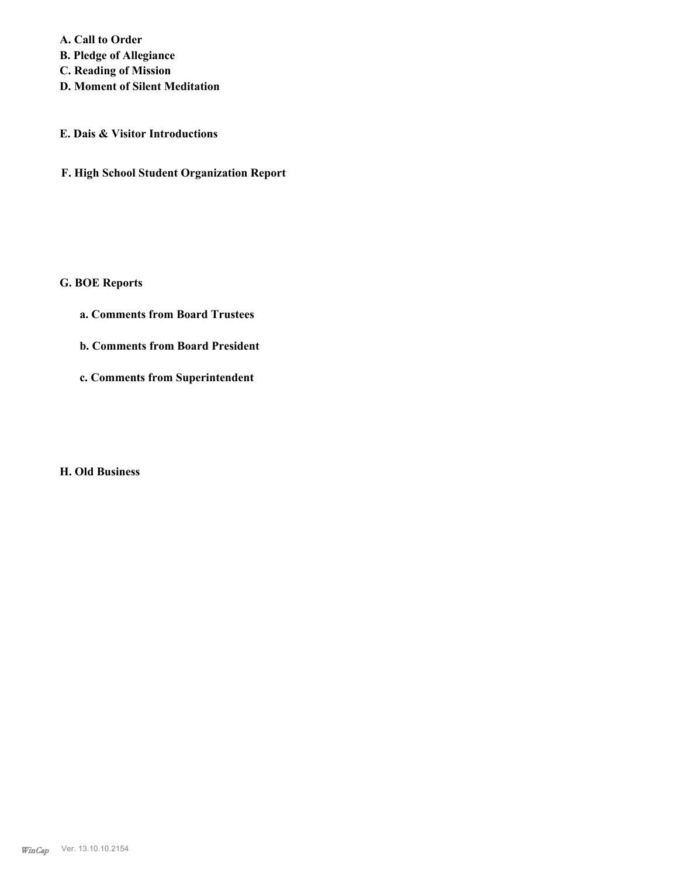**A. Call to Order**
**B. Pledge of Allegiance**
**C. Reading of Mission**
**D. Moment of Silent Meditation**

**E. Dais & Visitor Introductions**

**F. High School Student Organization Report**

**G. BOE Reports**

**a. Comments from Board Trustees**

**b. Comments from Board President**

**c. Comments from Superintendent**

**H. Old Business**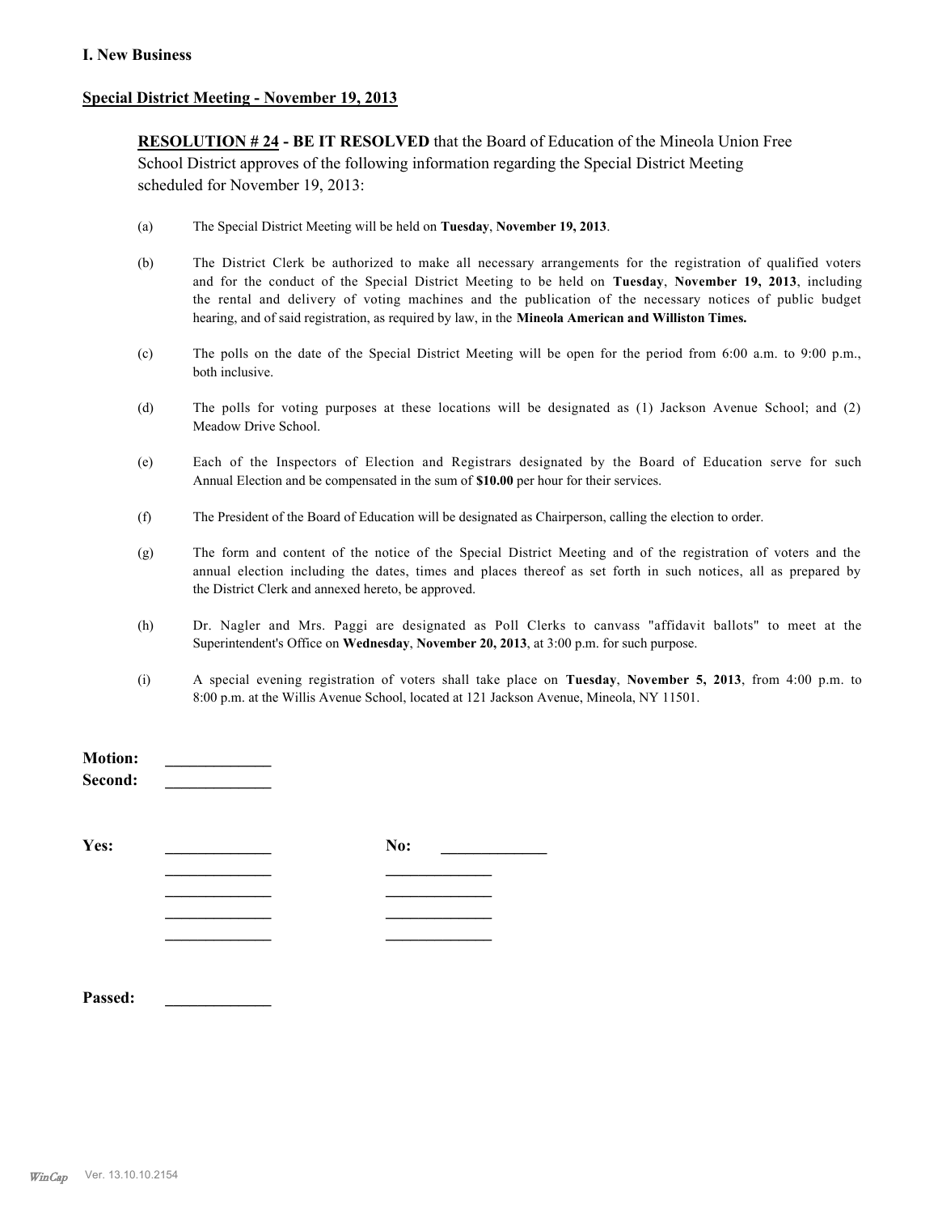## I. New Business

### Special District Meeting - November 19, 2013

**RESOLUTION # 24 - BE IT RESOLVED** that the Board of Education of the Mineola Union Free School District approves of the following information regarding the Special District Meeting scheduled for November 19, 2013:

(a) The Special District Meeting will be held on **Tuesday**, **November 19, 2013**.

(b) The District Clerk be authorized to make all necessary arrangements for the registration of qualified voters and for the conduct of the Special District Meeting to be held on **Tuesday**, **November 19, 2013**, including the rental and delivery of voting machines and the publication of the necessary notices of public budget hearing, and of said registration, as required by law, in the **Mineola American and Williston Times.**

(c) The polls on the date of the Special District Meeting will be open for the period from 6:00 a.m. to 9:00 p.m., both inclusive.

(d) The polls for voting purposes at these locations will be designated as (1) Jackson Avenue School; and (2) Meadow Drive School.

(e) Each of the Inspectors of Election and Registrars designated by the Board of Education serve for such Annual Election and be compensated in the sum of **$10.00** per hour for their services.

(f) The President of the Board of Education will be designated as Chairperson, calling the election to order.

(g) The form and content of the notice of the Special District Meeting and of the registration of voters and the annual election including the dates, times and places thereof as set forth in such notices, all as prepared by the District Clerk and annexed hereto, be approved.

(h) Dr. Nagler and Mrs. Paggi are designated as Poll Clerks to canvass "affidavit ballots" to meet at the Superintendent's Office on **Wednesday**, **November 20, 2013**, at 3:00 p.m. for such purpose.

(i) A special evening registration of voters shall take place on **Tuesday**, **November 5, 2013**, from 4:00 p.m. to 8:00 p.m. at the Willis Avenue School, located at 121 Jackson Avenue, Mineola, NY 11501.

**Motion:** _____________
**Second:** _____________

**Yes:** _____________ **No:** _____________
_____________ _____________
_____________ _____________
_____________ _____________
_____________ _____________

**Passed:** _____________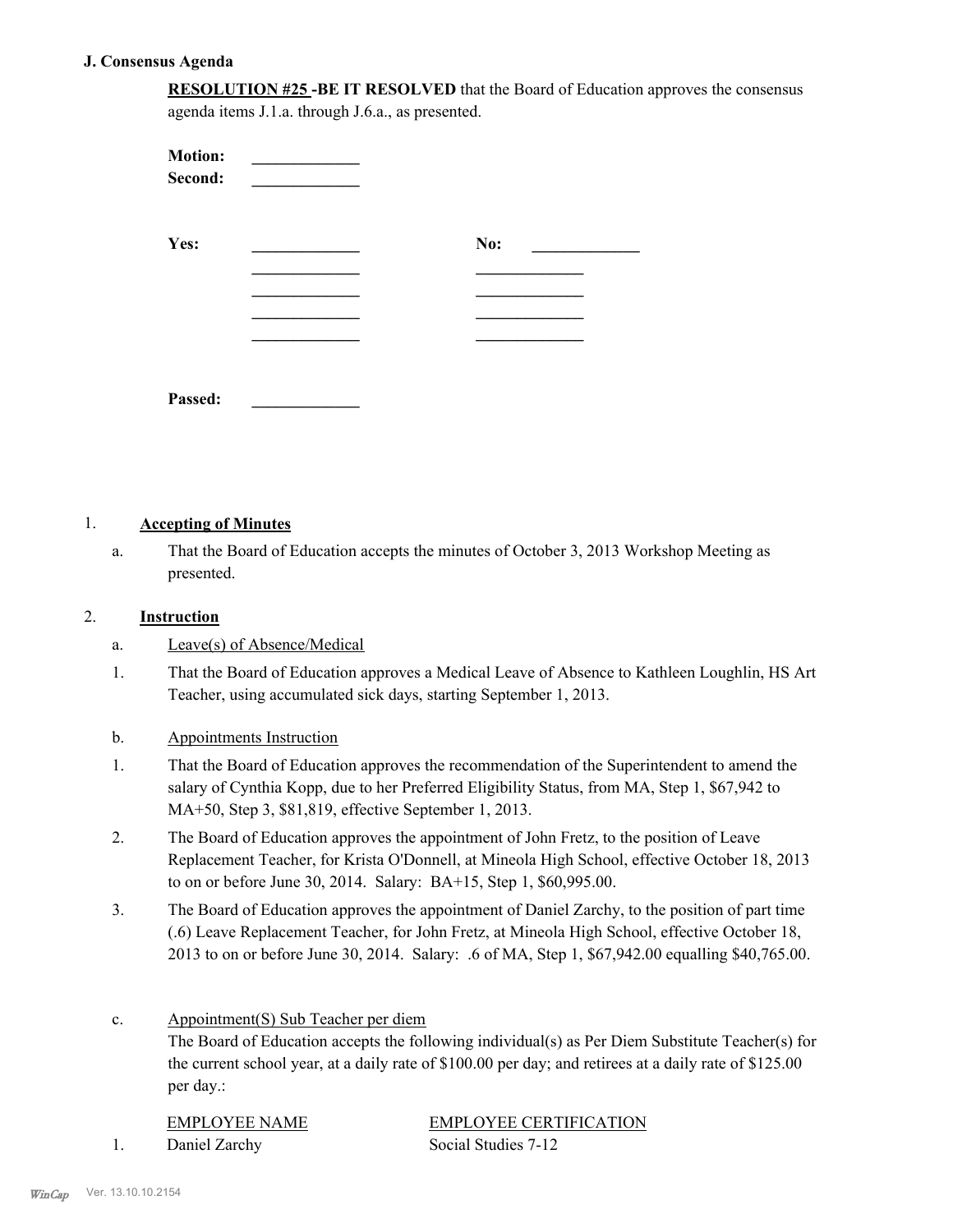### J. Consensus Agenda

**RESOLUTION #25 -BE IT RESOLVED** that the Board of Education approves the consensus agenda items J.1.a. through J.6.a., as presented.

**Motion:** _____________
**Second:** _____________

**Yes:** _____________ **No:** _____________
_____________ _____________
_____________ _____________
_____________ _____________
_____________ _____________

**Passed:** _____________

1. **Accepting of Minutes**

   a. That the Board of Education accepts the minutes of October 3, 2013 Workshop Meeting as presented.

2. **Instruction**

   a. Leave(s) of Absence/Medical

   1. That the Board of Education approves a Medical Leave of Absence to Kathleen Loughlin, HS Art Teacher, using accumulated sick days, starting September 1, 2013.

   b. Appointments Instruction

   1. That the Board of Education approves the recommendation of the Superintendent to amend the salary of Cynthia Kopp, due to her Preferred Eligibility Status, from MA, Step 1, $67,942 to MA+50, Step 3, $81,819, effective September 1, 2013.
   2. The Board of Education approves the appointment of John Fretz, to the position of Leave Replacement Teacher, for Krista O'Donnell, at Mineola High School, effective October 18, 2013 to on or before June 30, 2014. Salary: BA+15, Step 1, $60,995.00.
   3. The Board of Education approves the appointment of Daniel Zarchy, to the position of part time (.6) Leave Replacement Teacher, for John Fretz, at Mineola High School, effective October 18, 2013 to on or before June 30, 2014. Salary: .6 of MA, Step 1, $67,942.00 equalling $40,765.00.

   c. Appointment(S) Sub Teacher per diem
   The Board of Education accepts the following individual(s) as Per Diem Substitute Teacher(s) for the current school year, at a daily rate of $100.00 per day; and retirees at a daily rate of $125.00 per day.:

| | EMPLOYEE NAME | EMPLOYEE CERTIFICATION |
|---|---|---|
| 1. | Daniel Zarchy | Social Studies 7-12 |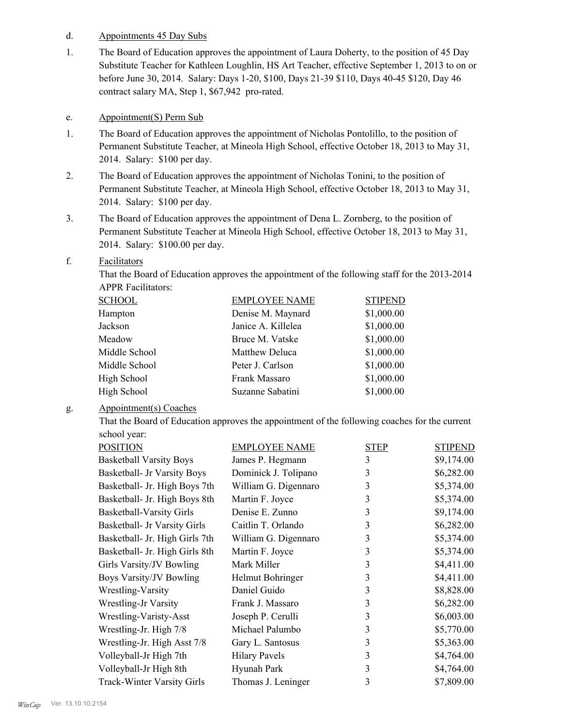d. Appointments 45 Day Subs

1. The Board of Education approves the appointment of Laura Doherty, to the position of 45 Day Substitute Teacher for Kathleen Loughlin, HS Art Teacher, effective September 1, 2013 to on or before June 30, 2014. Salary: Days 1-20, $100, Days 21-39 $110, Days 40-45 $120, Day 46 contract salary MA, Step 1, $67,942 pro-rated.

e. Appointment(S) Perm Sub

1. The Board of Education approves the appointment of Nicholas Pontolillo, to the position of Permanent Substitute Teacher, at Mineola High School, effective October 18, 2013 to May 31, 2014. Salary: $100 per day.

2. The Board of Education approves the appointment of Nicholas Tonini, to the position of Permanent Substitute Teacher, at Mineola High School, effective October 18, 2013 to May 31, 2014. Salary: $100 per day.

3. The Board of Education approves the appointment of Dena L. Zornberg, to the position of Permanent Substitute Teacher at Mineola High School, effective October 18, 2013 to May 31, 2014. Salary: $100.00 per day.

f. Facilitators

That the Board of Education approves the appointment of the following staff for the 2013-2014 APPR Facilitators:

| SCHOOL | EMPLOYEE NAME | STIPEND |
|---|---|---|
| Hampton | Denise M. Maynard | $1,000.00 |
| Jackson | Janice A. Killelea | $1,000.00 |
| Meadow | Bruce M. Vatske | $1,000.00 |
| Middle School | Matthew Deluca | $1,000.00 |
| Middle School | Peter J. Carlson | $1,000.00 |
| High School | Frank Massaro | $1,000.00 |
| High School | Suzanne Sabatini | $1,000.00 |

g. Appointment(s) Coaches

That the Board of Education approves the appointment of the following coaches for the current school year:

| POSITION | EMPLOYEE NAME | STEP | STIPEND |
|---|---|---|---|
| Basketball Varsity Boys | James P. Hegmann | 3 | $9,174.00 |
| Basketball- Jr Varsity Boys | Dominick J. Tolipano | 3 | $6,282.00 |
| Basketball- Jr. High Boys 7th | William G. Digennaro | 3 | $5,374.00 |
| Basketball- Jr. High Boys 8th | Martin F. Joyce | 3 | $5,374.00 |
| Basketball-Varsity Girls | Denise E. Zunno | 3 | $9,174.00 |
| Basketball- Jr Varsity Girls | Caitlin T. Orlando | 3 | $6,282.00 |
| Basketball- Jr. High Girls 7th | William G. Digennaro | 3 | $5,374.00 |
| Basketball- Jr. High Girls 8th | Martin F. Joyce | 3 | $5,374.00 |
| Girls Varsity/JV Bowling | Mark Miller | 3 | $4,411.00 |
| Boys Varsity/JV Bowling | Helmut Bohringer | 3 | $4,411.00 |
| Wrestling-Varsity | Daniel Guido | 3 | $8,828.00 |
| Wrestling-Jr Varsity | Frank J. Massaro | 3 | $6,282.00 |
| Wrestling-Varisty-Asst | Joseph P. Cerulli | 3 | $6,003.00 |
| Wrestling-Jr. High 7/8 | Michael Palumbo | 3 | $5,770.00 |
| Wrestling-Jr. High Asst 7/8 | Gary L. Santosus | 3 | $5,363.00 |
| Volleyball-Jr High 7th | Hilary Pavels | 3 | $4,764.00 |
| Volleyball-Jr High 8th | Hyunah Park | 3 | $4,764.00 |
| Track-Winter Varsity Girls | Thomas J. Leninger | 3 | $7,809.00 |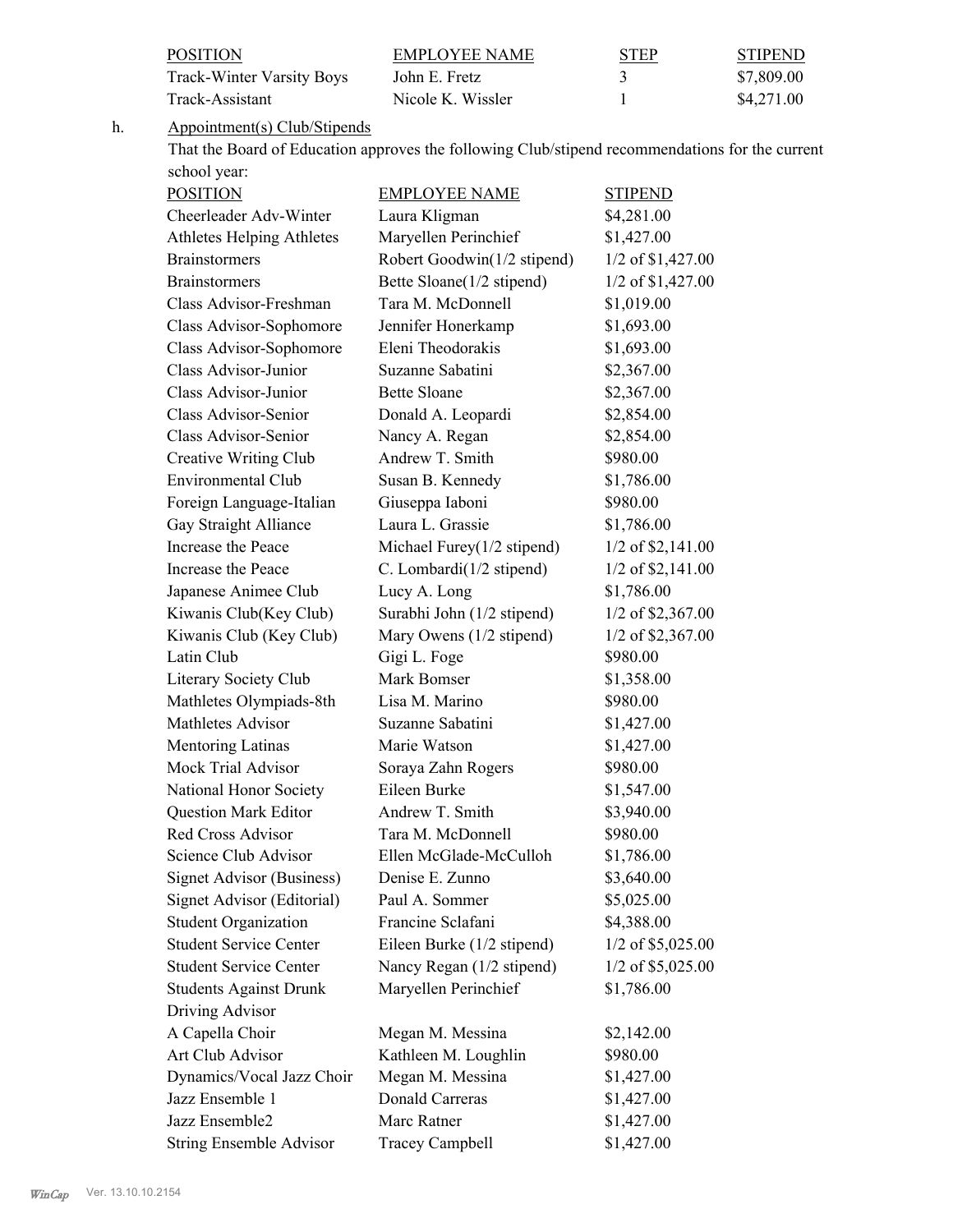| POSITION | EMPLOYEE NAME | STEP | STIPEND |
|---|---|---|---|
| Track-Winter Varsity Boys | John E. Fretz | 3 | $7,809.00 |
| Track-Assistant | Nicole K. Wissler | 1 | $4,271.00 |

h. Appointment(s) Club/Stipends

That the Board of Education approves the following Club/stipend recommendations for the current school year:

| POSITION | EMPLOYEE NAME | STIPEND |
|---|---|---|
| Cheerleader Adv-Winter | Laura Kligman | $4,281.00 |
| Athletes Helping Athletes | Maryellen Perinchief | $1,427.00 |
| Brainstormers | Robert Goodwin(1/2 stipend) | 1/2 of $1,427.00 |
| Brainstormers | Bette Sloane(1/2 stipend) | 1/2 of $1,427.00 |
| Class Advisor-Freshman | Tara M. McDonnell | $1,019.00 |
| Class Advisor-Sophomore | Jennifer Honerkamp | $1,693.00 |
| Class Advisor-Sophomore | Eleni Theodorakis | $1,693.00 |
| Class Advisor-Junior | Suzanne Sabatini | $2,367.00 |
| Class Advisor-Junior | Bette Sloane | $2,367.00 |
| Class Advisor-Senior | Donald A. Leopardi | $2,854.00 |
| Class Advisor-Senior | Nancy A. Regan | $2,854.00 |
| Creative Writing Club | Andrew T. Smith | $980.00 |
| Environmental Club | Susan B. Kennedy | $1,786.00 |
| Foreign Language-Italian | Giuseppa Iaboni | $980.00 |
| Gay Straight Alliance | Laura L. Grassie | $1,786.00 |
| Increase the Peace | Michael Furey(1/2 stipend) | 1/2 of $2,141.00 |
| Increase the Peace | C. Lombardi(1/2 stipend) | 1/2 of $2,141.00 |
| Japanese Animee Club | Lucy A. Long | $1,786.00 |
| Kiwanis Club(Key Club) | Surabhi John (1/2 stipend) | 1/2 of $2,367.00 |
| Kiwanis Club (Key Club) | Mary Owens (1/2 stipend) | 1/2 of $2,367.00 |
| Latin Club | Gigi L. Foge | $980.00 |
| Literary Society Club | Mark Bomser | $1,358.00 |
| Mathletes Olympiads-8th | Lisa M. Marino | $980.00 |
| Mathletes Advisor | Suzanne Sabatini | $1,427.00 |
| Mentoring Latinas | Marie Watson | $1,427.00 |
| Mock Trial Advisor | Soraya Zahn Rogers | $980.00 |
| National Honor Society | Eileen Burke | $1,547.00 |
| Question Mark Editor | Andrew T. Smith | $3,940.00 |
| Red Cross Advisor | Tara M. McDonnell | $980.00 |
| Science Club Advisor | Ellen McGlade-McCulloh | $1,786.00 |
| Signet Advisor (Business) | Denise E. Zunno | $3,640.00 |
| Signet Advisor (Editorial) | Paul A. Sommer | $5,025.00 |
| Student Organization | Francine Sclafani | $4,388.00 |
| Student Service Center | Eileen Burke (1/2 stipend) | 1/2 of $5,025.00 |
| Student Service Center | Nancy Regan (1/2 stipend) | 1/2 of $5,025.00 |
| Students Against Drunk Driving Advisor | Maryellen Perinchief | $1,786.00 |
| A Capella Choir | Megan M. Messina | $2,142.00 |
| Art Club Advisor | Kathleen M. Loughlin | $980.00 |
| Dynamics/Vocal Jazz Choir | Megan M. Messina | $1,427.00 |
| Jazz Ensemble 1 | Donald Carreras | $1,427.00 |
| Jazz Ensemble2 | Marc Ratner | $1,427.00 |
| String Ensemble Advisor | Tracey Campbell | $1,427.00 |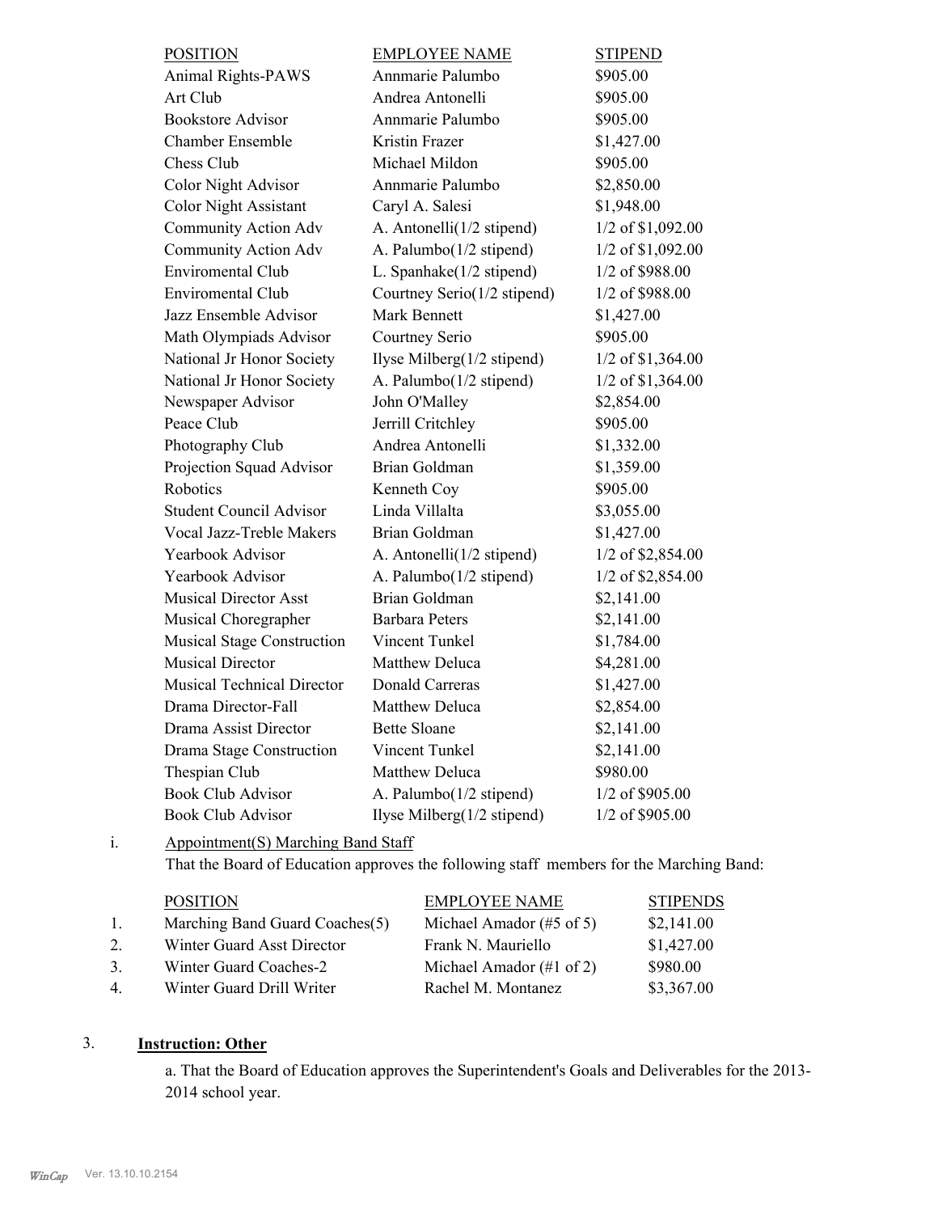| POSITION | EMPLOYEE NAME | STIPEND |
|---|---|---|
| Animal Rights-PAWS | Annmarie Palumbo | $905.00 |
| Art Club | Andrea Antonelli | $905.00 |
| Bookstore Advisor | Annmarie Palumbo | $905.00 |
| Chamber Ensemble | Kristin Frazer | $1,427.00 |
| Chess Club | Michael Mildon | $905.00 |
| Color Night Advisor | Annmarie Palumbo | $2,850.00 |
| Color Night Assistant | Caryl A. Salesi | $1,948.00 |
| Community Action Adv | A. Antonelli(1/2 stipend) | 1/2 of $1,092.00 |
| Community Action Adv | A. Palumbo(1/2 stipend) | 1/2 of $1,092.00 |
| Enviromental Club | L. Spanhake(1/2 stipend) | 1/2 of $988.00 |
| Enviromental Club | Courtney Serio(1/2 stipend) | 1/2 of $988.00 |
| Jazz Ensemble Advisor | Mark Bennett | $1,427.00 |
| Math Olympiads Advisor | Courtney Serio | $905.00 |
| National Jr Honor Society | Ilyse Milberg(1/2 stipend) | 1/2 of $1,364.00 |
| National Jr Honor Society | A. Palumbo(1/2 stipend) | 1/2 of $1,364.00 |
| Newspaper Advisor | John O'Malley | $2,854.00 |
| Peace Club | Jerrill Critchley | $905.00 |
| Photography Club | Andrea Antonelli | $1,332.00 |
| Projection Squad Advisor | Brian Goldman | $1,359.00 |
| Robotics | Kenneth Coy | $905.00 |
| Student Council Advisor | Linda Villalta | $3,055.00 |
| Vocal Jazz-Treble Makers | Brian Goldman | $1,427.00 |
| Yearbook Advisor | A. Antonelli(1/2 stipend) | 1/2 of $2,854.00 |
| Yearbook Advisor | A. Palumbo(1/2 stipend) | 1/2 of $2,854.00 |
| Musical Director Asst | Brian Goldman | $2,141.00 |
| Musical Choregrapher | Barbara Peters | $2,141.00 |
| Musical Stage Construction | Vincent Tunkel | $1,784.00 |
| Musical Director | Matthew Deluca | $4,281.00 |
| Musical Technical Director | Donald Carreras | $1,427.00 |
| Drama Director-Fall | Matthew Deluca | $2,854.00 |
| Drama Assist Director | Bette Sloane | $2,141.00 |
| Drama Stage Construction | Vincent Tunkel | $2,141.00 |
| Thespian Club | Matthew Deluca | $980.00 |
| Book Club Advisor | A. Palumbo(1/2 stipend) | 1/2 of $905.00 |
| Book Club Advisor | Ilyse Milberg(1/2 stipend) | 1/2 of $905.00 |

i. Appointment(S) Marching Band Staff

That the Board of Education approves the following staff members for the Marching Band:

| | POSITION | EMPLOYEE NAME | STIPENDS |
|---|---|---|---|
| 1. | Marching Band Guard Coaches(5) | Michael Amador (#5 of 5) | $2,141.00 |
| 2. | Winter Guard Asst Director | Frank N. Mauriello | $1,427.00 |
| 3. | Winter Guard Coaches-2 | Michael Amador (#1 of 2) | $980.00 |
| 4. | Winter Guard Drill Writer | Rachel M. Montanez | $3,367.00 |

3. **Instruction: Other**

a. That the Board of Education approves the Superintendent's Goals and Deliverables for the 2013-2014 school year.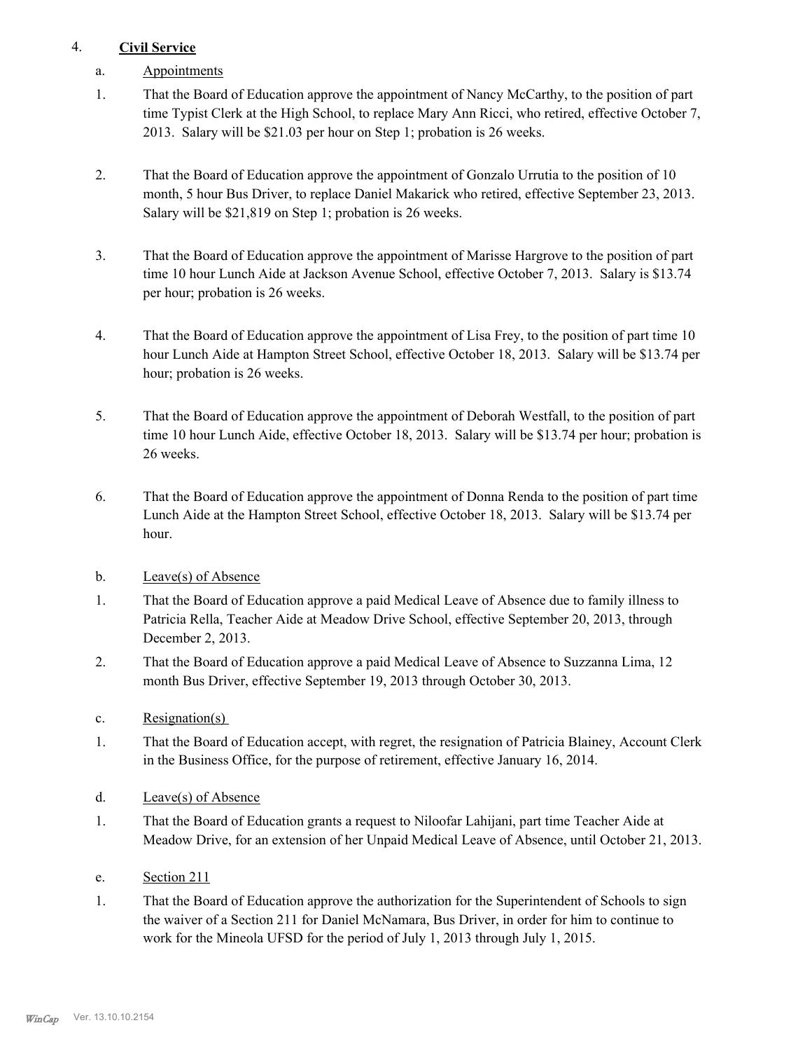4. **Civil Service**

a. Appointments

1. That the Board of Education approve the appointment of Nancy McCarthy, to the position of part time Typist Clerk at the High School, to replace Mary Ann Ricci, who retired, effective October 7, 2013. Salary will be $21.03 per hour on Step 1; probation is 26 weeks.

2. That the Board of Education approve the appointment of Gonzalo Urrutia to the position of 10 month, 5 hour Bus Driver, to replace Daniel Makarick who retired, effective September 23, 2013. Salary will be $21,819 on Step 1; probation is 26 weeks.

3. That the Board of Education approve the appointment of Marisse Hargrove to the position of part time 10 hour Lunch Aide at Jackson Avenue School, effective October 7, 2013. Salary is $13.74 per hour; probation is 26 weeks.

4. That the Board of Education approve the appointment of Lisa Frey, to the position of part time 10 hour Lunch Aide at Hampton Street School, effective October 18, 2013. Salary will be $13.74 per hour; probation is 26 weeks.

5. That the Board of Education approve the appointment of Deborah Westfall, to the position of part time 10 hour Lunch Aide, effective October 18, 2013. Salary will be $13.74 per hour; probation is 26 weeks.

6. That the Board of Education approve the appointment of Donna Renda to the position of part time Lunch Aide at the Hampton Street School, effective October 18, 2013. Salary will be $13.74 per hour.

b. Leave(s) of Absence

1. That the Board of Education approve a paid Medical Leave of Absence due to family illness to Patricia Rella, Teacher Aide at Meadow Drive School, effective September 20, 2013, through December 2, 2013.
2. That the Board of Education approve a paid Medical Leave of Absence to Suzzanna Lima, 12 month Bus Driver, effective September 19, 2013 through October 30, 2013.

c. Resignation(s)

1. That the Board of Education accept, with regret, the resignation of Patricia Blainey, Account Clerk in the Business Office, for the purpose of retirement, effective January 16, 2014.

d. Leave(s) of Absence

1. That the Board of Education grants a request to Niloofar Lahijani, part time Teacher Aide at Meadow Drive, for an extension of her Unpaid Medical Leave of Absence, until October 21, 2013.

e. Section 211

1. That the Board of Education approve the authorization for the Superintendent of Schools to sign the waiver of a Section 211 for Daniel McNamara, Bus Driver, in order for him to continue to work for the Mineola UFSD for the period of July 1, 2013 through July 1, 2015.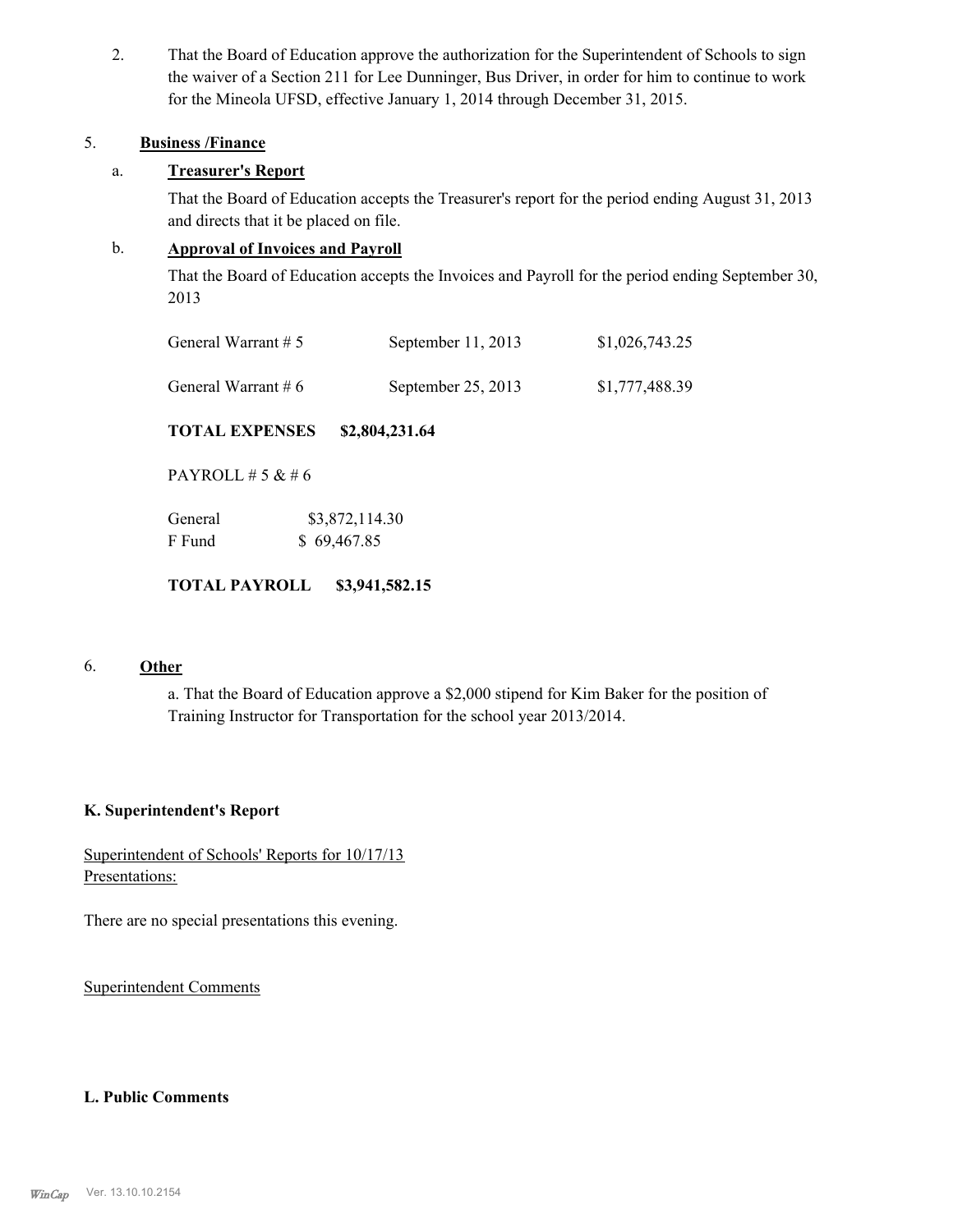2. That the Board of Education approve the authorization for the Superintendent of Schools to sign the waiver of a Section 211 for Lee Dunninger, Bus Driver, in order for him to continue to work for the Mineola UFSD, effective January 1, 2014 through December 31, 2015.

5. **Business /Finance**

a. **Treasurer's Report**

That the Board of Education accepts the Treasurer's report for the period ending August 31, 2013 and directs that it be placed on file.

b. **Approval of Invoices and Payroll**

That the Board of Education accepts the Invoices and Payroll for the period ending September 30, 2013

| | | |
|---|---|---|
| General Warrant # 5 | September 11, 2013 | $1,026,743.25 |
| General Warrant # 6 | September 25, 2013 | $1,777,488.39 |

**TOTAL EXPENSES $2,804,231.64**

PAYROLL # 5 & # 6

| | |
|---|---|
| General | $3,872,114.30 |
| F Fund | $ 69,467.85 |

**TOTAL PAYROLL $3,941,582.15**

6. **Other**

a. That the Board of Education approve a $2,000 stipend for Kim Baker for the position of Training Instructor for Transportation for the school year 2013/2014.

**K. Superintendent's Report**

Superintendent of Schools' Reports for 10/17/13
Presentations:

There are no special presentations this evening.

Superintendent Comments

**L. Public Comments**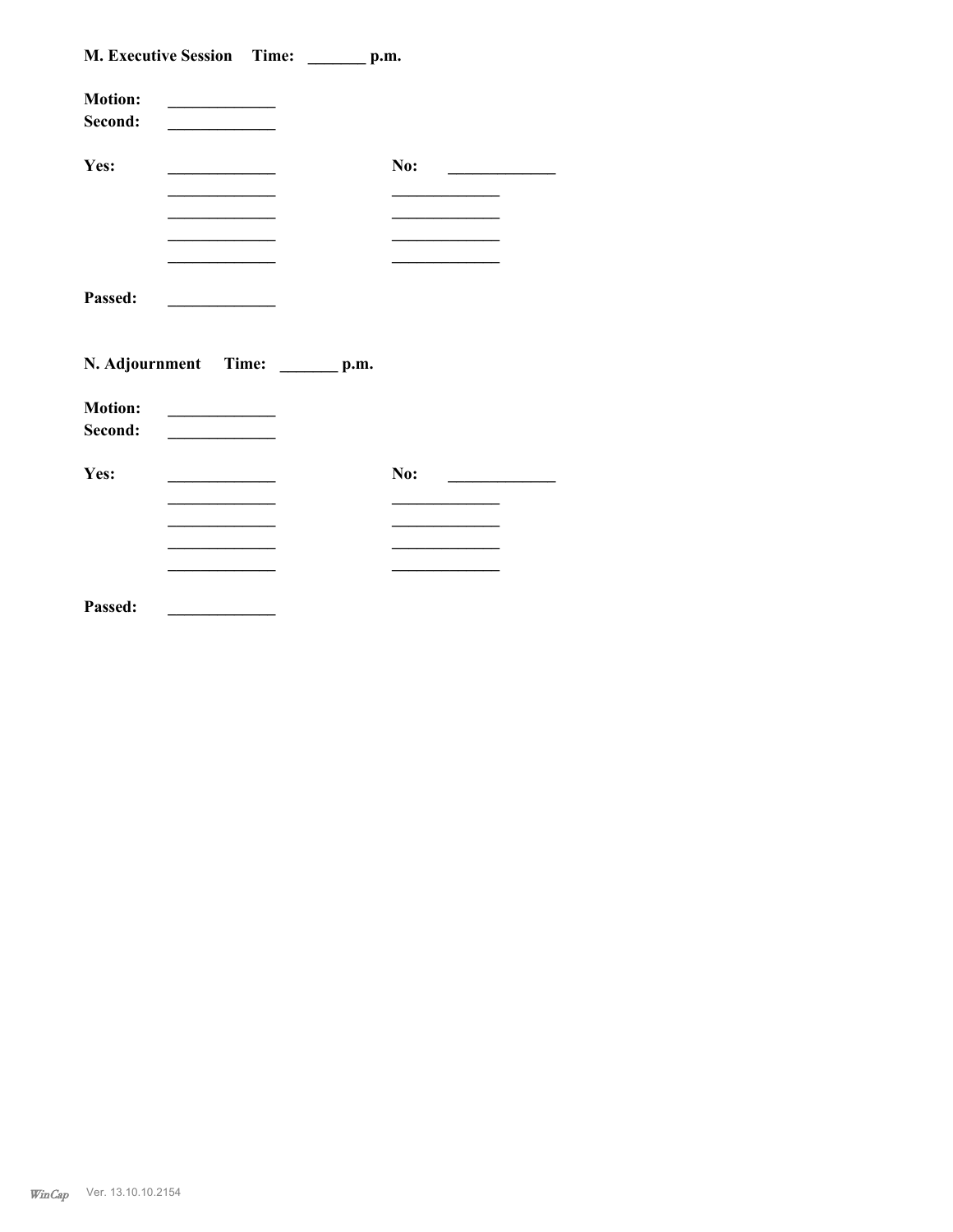**M. Executive Session Time: _______ p.m.**

**Motion:** _____________
**Second:** _____________

| | | | |
|---|---|---|---|
| **Yes:** | _____________ | **No:** | _____________ |
| | _____________ | | _____________ |
| | _____________ | | _____________ |
| | _____________ | | _____________ |
| | _____________ | | _____________ |

**Passed:** _____________

**N. Adjournment Time: _______ p.m.**

**Motion:** _____________
**Second:** _____________

| | | | |
|---|---|---|---|
| **Yes:** | _____________ | **No:** | _____________ |
| | _____________ | | _____________ |
| | _____________ | | _____________ |
| | _____________ | | _____________ |
| | _____________ | | _____________ |

**Passed:** _____________

*WinCap* Ver. 13.10.10.2154